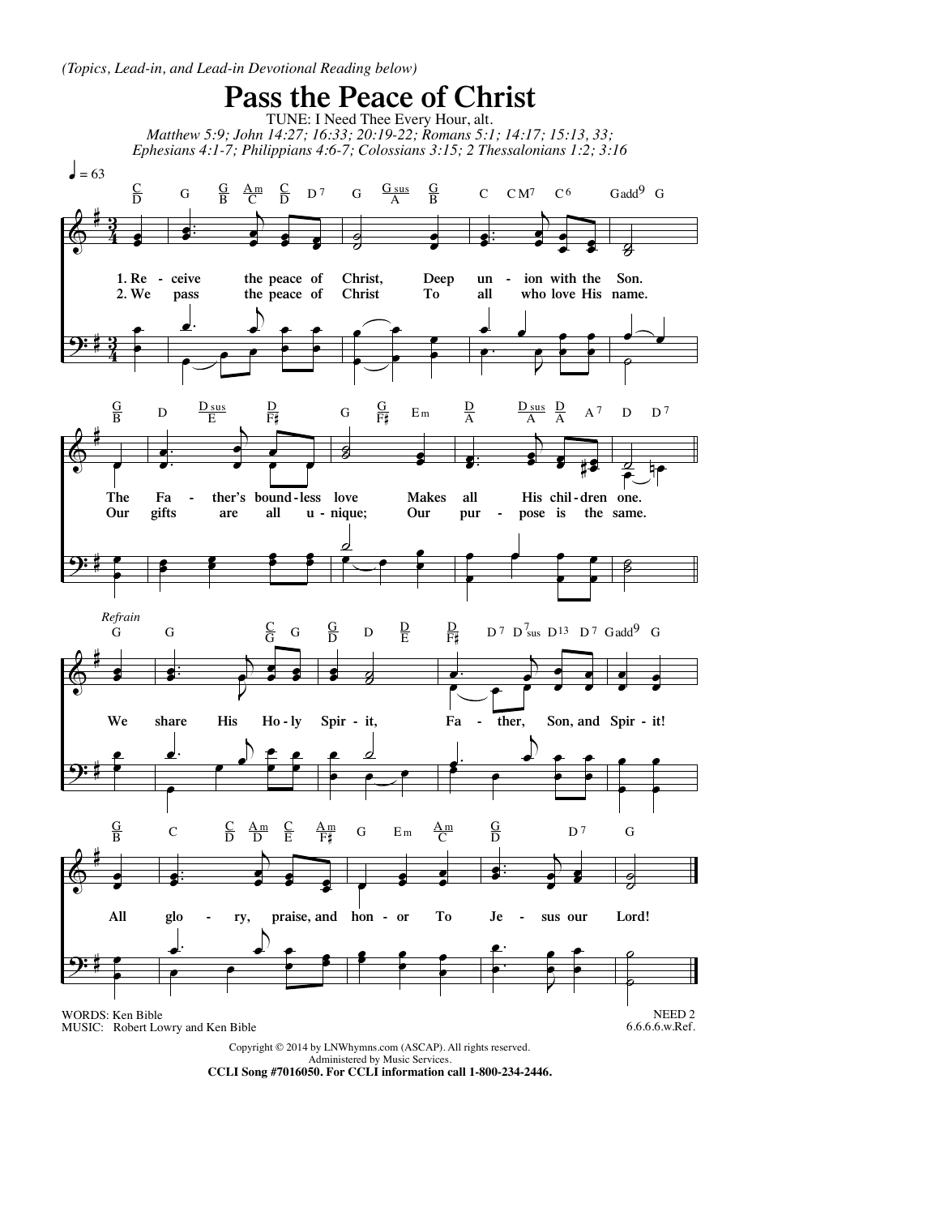*(Topics, Lead-in, and Lead-in Devotional Reading below)*

# Pass the Peace of Christ

TUNE: I Need Thee Every Hour, alt.

*Matthew 5:9; John 14:27; 16:33; 20:19-22; Romans 5:1; 14:17; 15:13, 33; Ephesians 4:1-7; Philippians 4:6-7; Colossians 3:15; 2 Thessalonians 1:2; 3:16*

♩ = 63

1. Receive the peace of Christ, Deep union with the Son. The Father's boundless love Makes all His children one.
2. We pass the peace of Christ To all who love His name. Our gifts are all unique; Our purpose is the same.

*Refrain*

We share His Holy Spirit, Father, Son, and Spirit! All glory, praise, and honor To Jesus our Lord!

WORDS: Ken Bible
MUSIC: Robert Lowry and Ken Bible

NEED 2
6.6.6.6.w.Ref.

Copyright © 2014 by LNWhymns.com (ASCAP). All rights reserved.
Administered by Music Services.
**CCLI Song #7016050. For CCLI information call 1-800-234-2446.**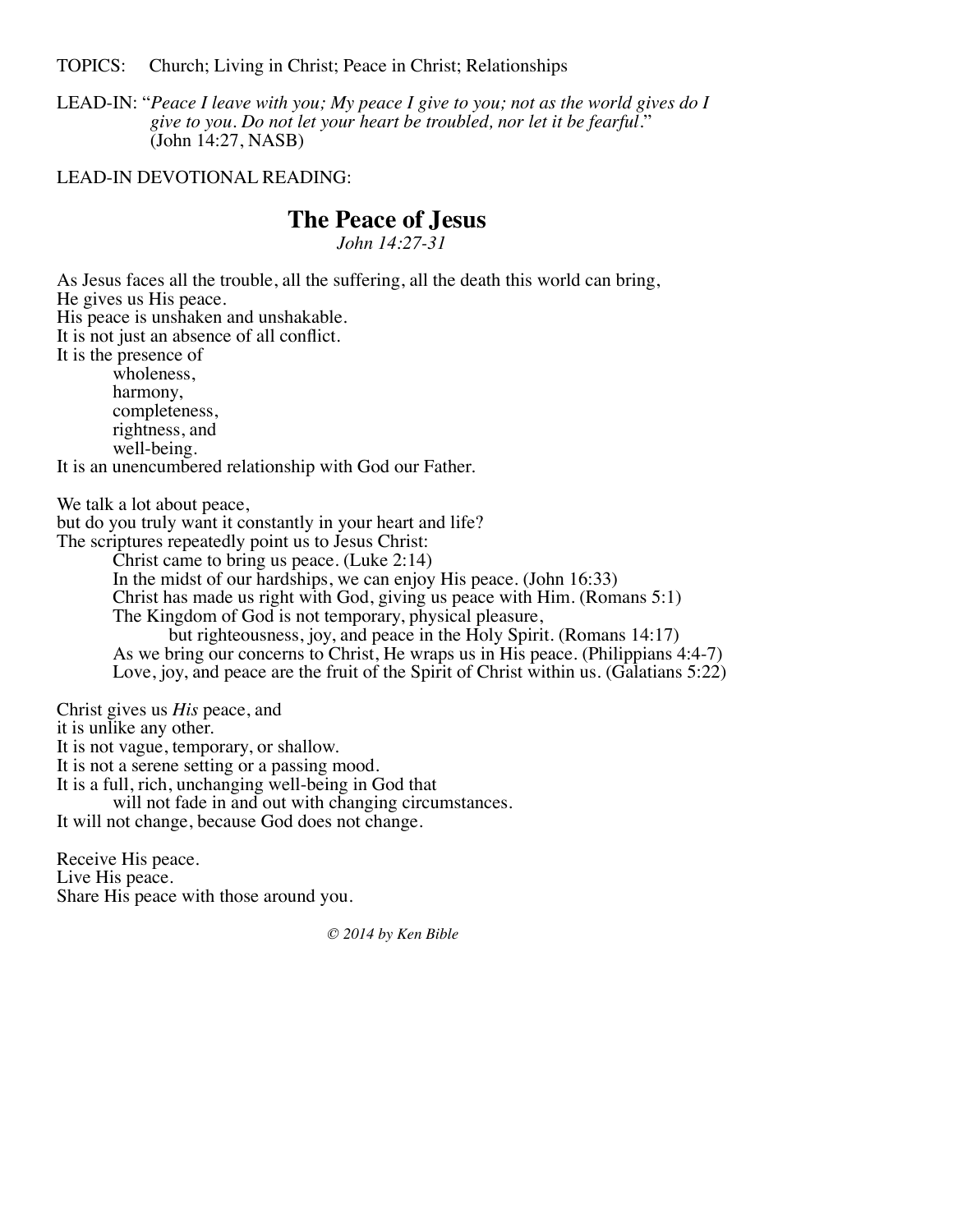TOPICS: Church; Living in Christ; Peace in Christ; Relationships

LEAD-IN: "*Peace I leave with you; My peace I give to you; not as the world gives do I give to you. Do not let your heart be troubled, nor let it be fearful.*" (John 14:27, NASB)

LEAD-IN DEVOTIONAL READING:

## The Peace of Jesus

*John 14:27-31*

As Jesus faces all the trouble, all the suffering, all the death this world can bring,
He gives us His peace.
His peace is unshaken and unshakable.
It is not just an absence of all conflict.
It is the presence of
    wholeness,
    harmony,
    completeness,
    rightness, and
    well-being.
It is an unencumbered relationship with God our Father.

We talk a lot about peace,
but do you truly want it constantly in your heart and life?
The scriptures repeatedly point us to Jesus Christ:
    Christ came to bring us peace. (Luke 2:14)
    In the midst of our hardships, we can enjoy His peace. (John 16:33)
    Christ has made us right with God, giving us peace with Him. (Romans 5:1)
    The Kingdom of God is not temporary, physical pleasure,
        but righteousness, joy, and peace in the Holy Spirit. (Romans 14:17)
    As we bring our concerns to Christ, He wraps us in His peace. (Philippians 4:4-7)
    Love, joy, and peace are the fruit of the Spirit of Christ within us. (Galatians 5:22)

Christ gives us *His* peace, and
it is unlike any other.
It is not vague, temporary, or shallow.
It is not a serene setting or a passing mood.
It is a full, rich, unchanging well-being in God that
    will not fade in and out with changing circumstances.
It will not change, because God does not change.

Receive His peace.
Live His peace.
Share His peace with those around you.

*© 2014 by Ken Bible*